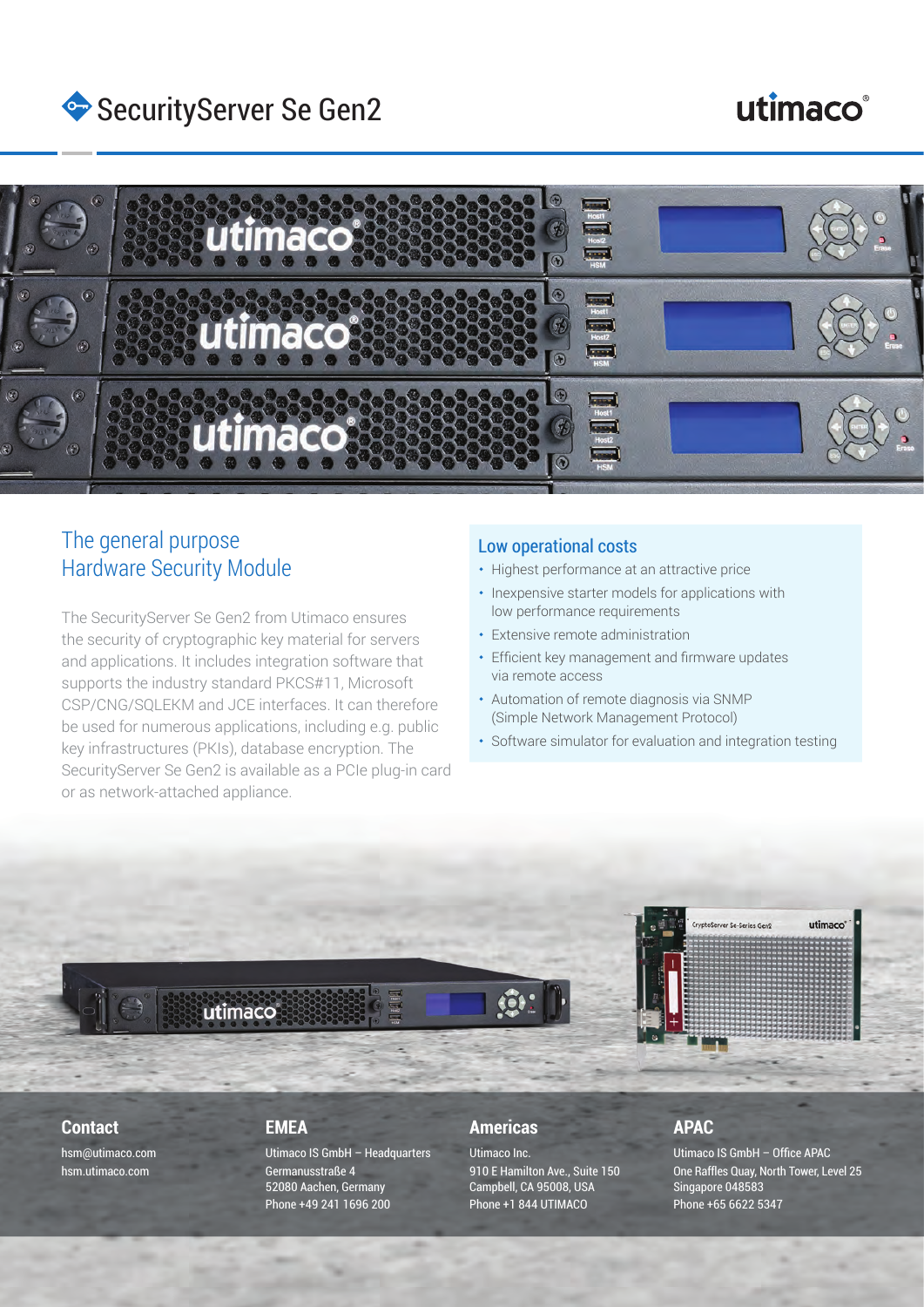# SecurityServer Se Gen2

## The general purpose Hardware Security Module

The SecurityServer Se Gen2 from Utimaco ensures the security of cryptographic key material for servers and applications. It includes integration software that supports the industry standard PKCS#11, Microsoft CSP/CNG/SQLEKM and JCE interfaces. It can therefore be used for numerous applications, including e.g. public key infrastructures (PKIs), database encryption. The SecurityServer Se Gen2 is available as a PCIe plug-in card or as network-attached appliance.

## Low operational costs

- Highest performance at an attractive price
- Inexpensive starter models for applications with low performance requirements
- Extensive remote administration
- Efficient key management and firmware updates via remote access
- Automation of remote diagnosis via SNMP (Simple Network Management Protocol)
- Software simulator for evaluation and integration testing

### Contact

hsm@utimaco.com
hsm.utimaco.com

### EMEA

Utimaco IS GmbH – Headquarters
Germanusstraße 4
52080 Aachen, Germany
Phone +49 241 1696 200

### Americas

Utimaco Inc.
910 E Hamilton Ave., Suite 150
Campbell, CA 95008, USA
Phone +1 844 UTIMACO

### APAC

Utimaco IS GmbH – Office APAC
One Raffles Quay, North Tower, Level 25
Singapore 048583
Phone +65 6622 5347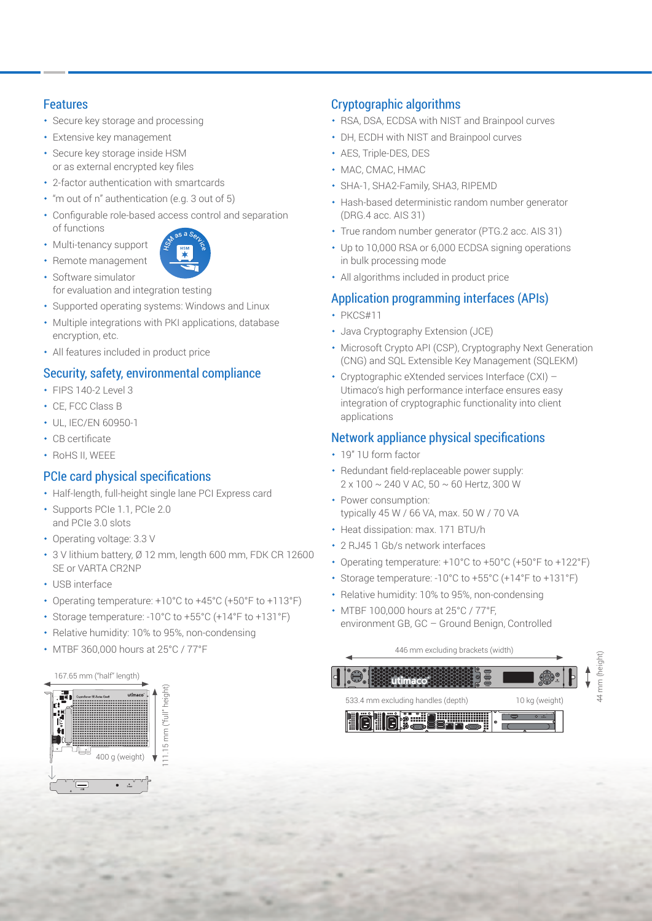## Features

- Secure key storage and processing
- Extensive key management
- Secure key storage inside HSM or as external encrypted key files
- 2-factor authentication with smartcards
- "m out of n" authentication (e.g. 3 out of 5)
- Configurable role-based access control and separation of functions
- Multi-tenancy support
- Remote management
- Software simulator for evaluation and integration testing
- Supported operating systems: Windows and Linux
- Multiple integrations with PKI applications, database encryption, etc.
- All features included in product price

## Security, safety, environmental compliance

- FIPS 140-2 Level 3
- CE, FCC Class B
- UL, IEC/EN 60950-1
- CB certificate
- RoHS II, WEEE

## PCIe card physical specifications

- Half-length, full-height single lane PCI Express card
- Supports PCIe 1.1, PCIe 2.0 and PCIe 3.0 slots
- Operating voltage: 3.3 V
- 3 V lithium battery, Ø 12 mm, length 600 mm, FDK CR 12600 SE or VARTA CR2NP
- USB interface
- Operating temperature: +10°C to +45°C (+50°F to +113°F)
- Storage temperature: -10°C to +55°C (+14°F to +131°F)
- Relative humidity: 10% to 95%, non-condensing
- MTBF 360,000 hours at 25°C / 77°F

167.65 mm ("half" length)

111.15 mm ("full" height)

400 g (weight)

## Cryptographic algorithms

- RSA, DSA, ECDSA with NIST and Brainpool curves
- DH, ECDH with NIST and Brainpool curves
- AES, Triple-DES, DES
- MAC, CMAC, HMAC
- SHA-1, SHA2-Family, SHA3, RIPEMD
- Hash-based deterministic random number generator (DRG.4 acc. AIS 31)
- True random number generator (PTG.2 acc. AIS 31)
- Up to 10,000 RSA or 6,000 ECDSA signing operations in bulk processing mode
- All algorithms included in product price

## Application programming interfaces (APIs)

- PKCS#11
- Java Cryptography Extension (JCE)
- Microsoft Crypto API (CSP), Cryptography Next Generation (CNG) and SQL Extensible Key Management (SQLEKM)
- Cryptographic eXtended services Interface (CXI) – Utimaco's high performance interface ensures easy integration of cryptographic functionality into client applications

## Network appliance physical specifications

- 19" 1U form factor
- Redundant field-replaceable power supply: 2 x 100 ~ 240 V AC, 50 ~ 60 Hertz, 300 W
- Power consumption: typically 45 W / 66 VA, max. 50 W / 70 VA
- Heat dissipation: max. 171 BTU/h
- 2 RJ45 1 Gb/s network interfaces
- Operating temperature: +10°C to +50°C (+50°F to +122°F)
- Storage temperature: -10°C to +55°C (+14°F to +131°F)
- Relative humidity: 10% to 95%, non-condensing
- MTBF 100,000 hours at 25°C / 77°F, environment GB, GC – Ground Benign, Controlled

446 mm excluding brackets (width)

44 mm (height)

533.4 mm excluding handles (depth)

10 kg (weight)